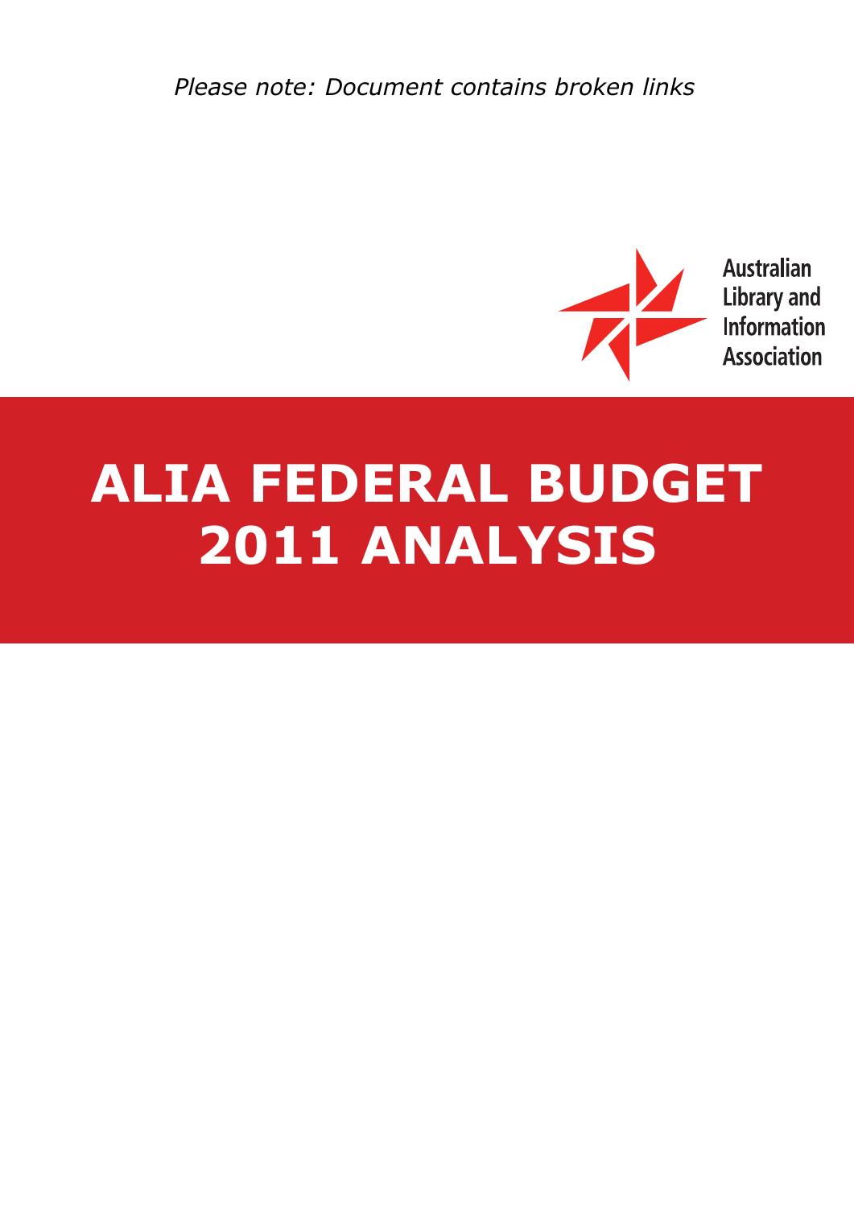*Please note: Document contains broken links*

Australian Library and Information Association

# ALIA FEDERAL BUDGET 2011 ANALYSIS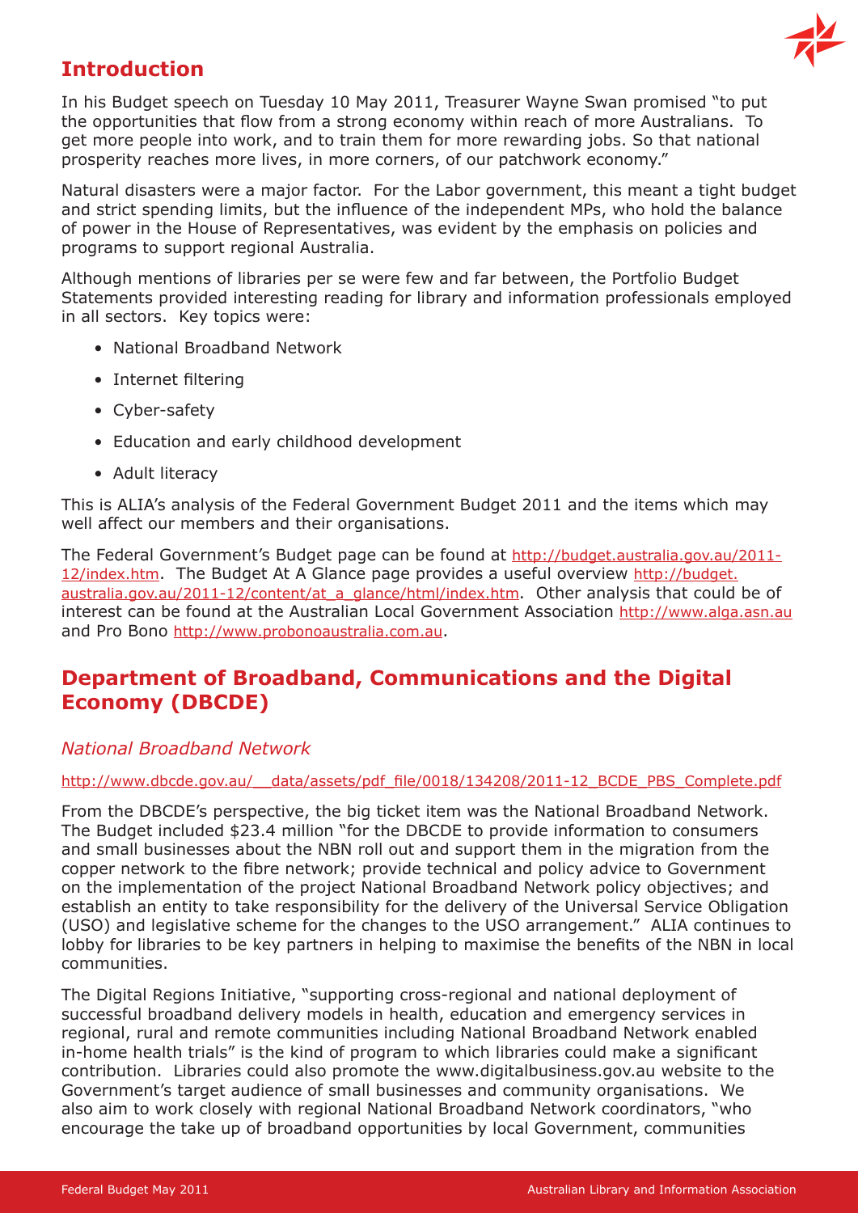## Introduction

In his Budget speech on Tuesday 10 May 2011, Treasurer Wayne Swan promised "to put the opportunities that flow from a strong economy within reach of more Australians. To get more people into work, and to train them for more rewarding jobs. So that national prosperity reaches more lives, in more corners, of our patchwork economy."

Natural disasters were a major factor. For the Labor government, this meant a tight budget and strict spending limits, but the influence of the independent MPs, who hold the balance of power in the House of Representatives, was evident by the emphasis on policies and programs to support regional Australia.

Although mentions of libraries per se were few and far between, the Portfolio Budget Statements provided interesting reading for library and information professionals employed in all sectors. Key topics were:

- National Broadband Network
- Internet filtering
- Cyber-safety
- Education and early childhood development
- Adult literacy

This is ALIA's analysis of the Federal Government Budget 2011 and the items which may well affect our members and their organisations.

The Federal Government's Budget page can be found at http://budget.australia.gov.au/2011-12/index.htm. The Budget At A Glance page provides a useful overview http://budget.australia.gov.au/2011-12/content/at_a_glance/html/index.htm. Other analysis that could be of interest can be found at the Australian Local Government Association http://www.alga.asn.au and Pro Bono http://www.probonoaustralia.com.au.

## Department of Broadband, Communications and the Digital Economy (DBCDE)

### *National Broadband Network*

http://www.dbcde.gov.au/__data/assets/pdf_file/0018/134208/2011-12_BCDE_PBS_Complete.pdf

From the DBCDE's perspective, the big ticket item was the National Broadband Network. The Budget included $23.4 million "for the DBCDE to provide information to consumers and small businesses about the NBN roll out and support them in the migration from the copper network to the fibre network; provide technical and policy advice to Government on the implementation of the project National Broadband Network policy objectives; and establish an entity to take responsibility for the delivery of the Universal Service Obligation (USO) and legislative scheme for the changes to the USO arrangement." ALIA continues to lobby for libraries to be key partners in helping to maximise the benefits of the NBN in local communities.

The Digital Regions Initiative, "supporting cross-regional and national deployment of successful broadband delivery models in health, education and emergency services in regional, rural and remote communities including National Broadband Network enabled in-home health trials" is the kind of program to which libraries could make a significant contribution. Libraries could also promote the www.digitalbusiness.gov.au website to the Government's target audience of small businesses and community organisations. We also aim to work closely with regional National Broadband Network coordinators, "who encourage the take up of broadband opportunities by local Government, communities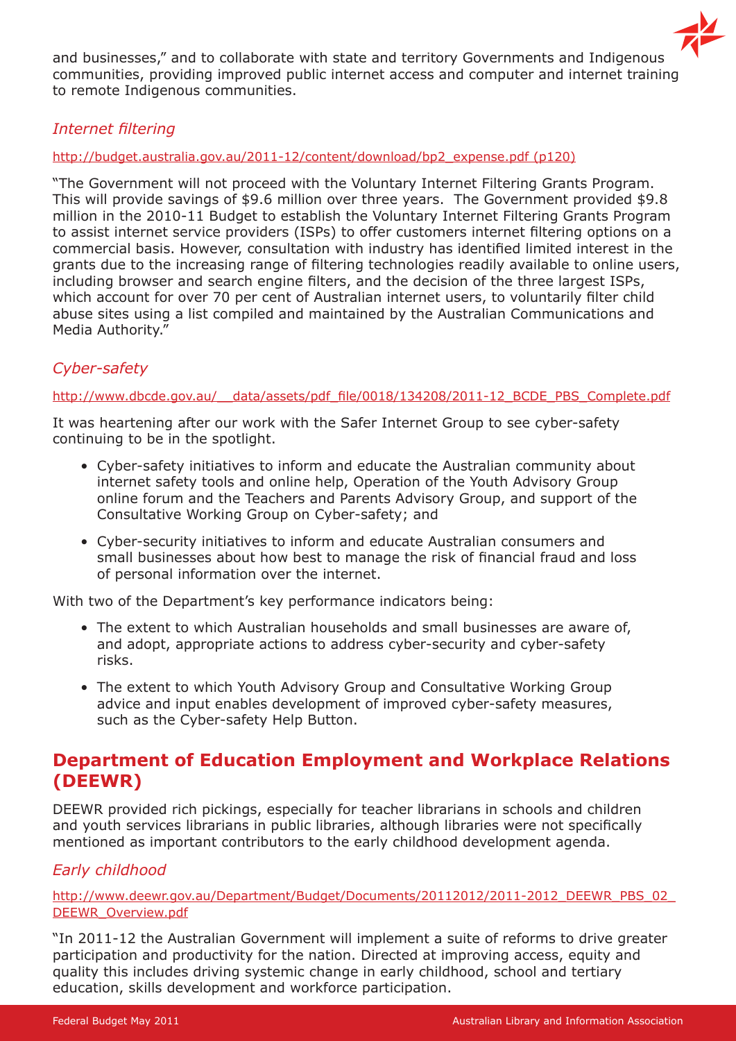and businesses," and to collaborate with state and territory Governments and Indigenous communities, providing improved public internet access and computer and internet training to remote Indigenous communities.

### *Internet filtering*

http://budget.australia.gov.au/2011-12/content/download/bp2_expense.pdf (p120)

"The Government will not proceed with the Voluntary Internet Filtering Grants Program. This will provide savings of $9.6 million over three years. The Government provided $9.8 million in the 2010-11 Budget to establish the Voluntary Internet Filtering Grants Program to assist internet service providers (ISPs) to offer customers internet filtering options on a commercial basis. However, consultation with industry has identified limited interest in the grants due to the increasing range of filtering technologies readily available to online users, including browser and search engine filters, and the decision of the three largest ISPs, which account for over 70 per cent of Australian internet users, to voluntarily filter child abuse sites using a list compiled and maintained by the Australian Communications and Media Authority."

### *Cyber-safety*

http://www.dbcde.gov.au/__data/assets/pdf_file/0018/134208/2011-12_BCDE_PBS_Complete.pdf

It was heartening after our work with the Safer Internet Group to see cyber-safety continuing to be in the spotlight.

- Cyber-safety initiatives to inform and educate the Australian community about internet safety tools and online help, Operation of the Youth Advisory Group online forum and the Teachers and Parents Advisory Group, and support of the Consultative Working Group on Cyber-safety; and
- Cyber-security initiatives to inform and educate Australian consumers and small businesses about how best to manage the risk of financial fraud and loss of personal information over the internet.

With two of the Department's key performance indicators being:

- The extent to which Australian households and small businesses are aware of, and adopt, appropriate actions to address cyber-security and cyber-safety risks.
- The extent to which Youth Advisory Group and Consultative Working Group advice and input enables development of improved cyber-safety measures, such as the Cyber-safety Help Button.

## Department of Education Employment and Workplace Relations (DEEWR)

DEEWR provided rich pickings, especially for teacher librarians in schools and children and youth services librarians in public libraries, although libraries were not specifically mentioned as important contributors to the early childhood development agenda.

### *Early childhood*

http://www.deewr.gov.au/Department/Budget/Documents/20112012/2011-2012_DEEWR_PBS_02_DEEWR_Overview.pdf

"In 2011-12 the Australian Government will implement a suite of reforms to drive greater participation and productivity for the nation. Directed at improving access, equity and quality this includes driving systemic change in early childhood, school and tertiary education, skills development and workforce participation.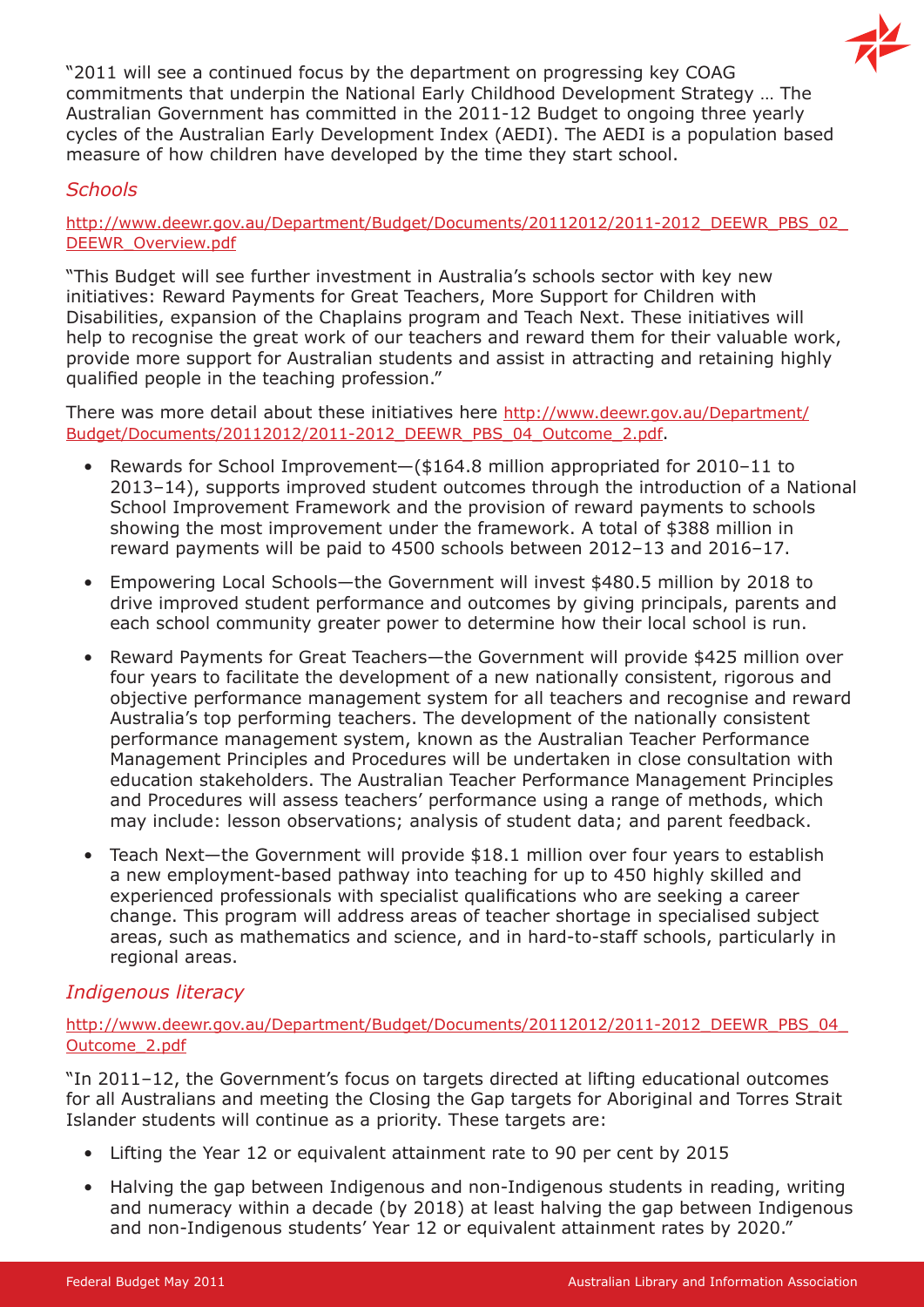"2011 will see a continued focus by the department on progressing key COAG commitments that underpin the National Early Childhood Development Strategy … The Australian Government has committed in the 2011-12 Budget to ongoing three yearly cycles of the Australian Early Development Index (AEDI). The AEDI is a population based measure of how children have developed by the time they start school.

### *Schools*

http://www.deewr.gov.au/Department/Budget/Documents/20112012/2011-2012_DEEWR_PBS_02_DEEWR_Overview.pdf

"This Budget will see further investment in Australia's schools sector with key new initiatives: Reward Payments for Great Teachers, More Support for Children with Disabilities, expansion of the Chaplains program and Teach Next. These initiatives will help to recognise the great work of our teachers and reward them for their valuable work, provide more support for Australian students and assist in attracting and retaining highly qualified people in the teaching profession."

There was more detail about these initiatives here http://www.deewr.gov.au/Department/Budget/Documents/20112012/2011-2012_DEEWR_PBS_04_Outcome_2.pdf.

- Rewards for School Improvement—($164.8 million appropriated for 2010–11 to 2013–14), supports improved student outcomes through the introduction of a National School Improvement Framework and the provision of reward payments to schools showing the most improvement under the framework. A total of $388 million in reward payments will be paid to 4500 schools between 2012–13 and 2016–17.
- Empowering Local Schools—the Government will invest $480.5 million by 2018 to drive improved student performance and outcomes by giving principals, parents and each school community greater power to determine how their local school is run.
- Reward Payments for Great Teachers—the Government will provide $425 million over four years to facilitate the development of a new nationally consistent, rigorous and objective performance management system for all teachers and recognise and reward Australia's top performing teachers. The development of the nationally consistent performance management system, known as the Australian Teacher Performance Management Principles and Procedures will be undertaken in close consultation with education stakeholders. The Australian Teacher Performance Management Principles and Procedures will assess teachers' performance using a range of methods, which may include: lesson observations; analysis of student data; and parent feedback.
- Teach Next—the Government will provide $18.1 million over four years to establish a new employment-based pathway into teaching for up to 450 highly skilled and experienced professionals with specialist qualifications who are seeking a career change. This program will address areas of teacher shortage in specialised subject areas, such as mathematics and science, and in hard-to-staff schools, particularly in regional areas.

### *Indigenous literacy*

http://www.deewr.gov.au/Department/Budget/Documents/20112012/2011-2012_DEEWR_PBS_04_Outcome_2.pdf

"In 2011–12, the Government's focus on targets directed at lifting educational outcomes for all Australians and meeting the Closing the Gap targets for Aboriginal and Torres Strait Islander students will continue as a priority. These targets are:

- Lifting the Year 12 or equivalent attainment rate to 90 per cent by 2015
- Halving the gap between Indigenous and non-Indigenous students in reading, writing and numeracy within a decade (by 2018) at least halving the gap between Indigenous and non-Indigenous students' Year 12 or equivalent attainment rates by 2020."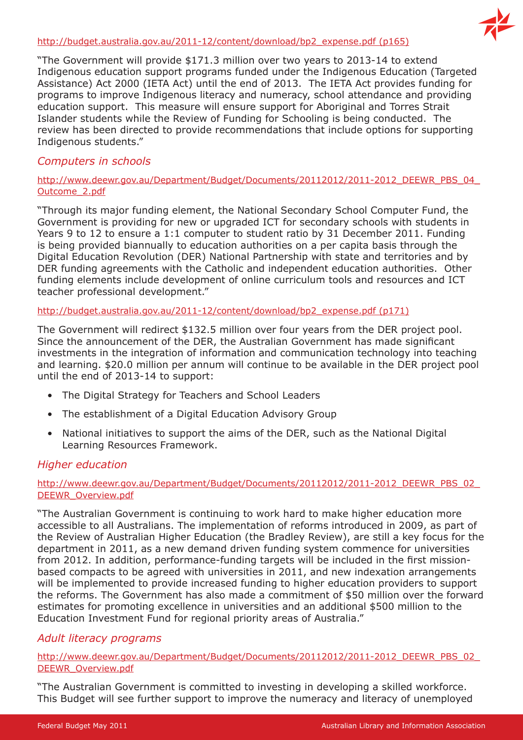http://budget.australia.gov.au/2011-12/content/download/bp2_expense.pdf (p165)

"The Government will provide $171.3 million over two years to 2013-14 to extend Indigenous education support programs funded under the Indigenous Education (Targeted Assistance) Act 2000 (IETA Act) until the end of 2013. The IETA Act provides funding for programs to improve Indigenous literacy and numeracy, school attendance and providing education support. This measure will ensure support for Aboriginal and Torres Strait Islander students while the Review of Funding for Schooling is being conducted. The review has been directed to provide recommendations that include options for supporting Indigenous students."

## *Computers in schools*

http://www.deewr.gov.au/Department/Budget/Documents/20112012/2011-2012_DEEWR_PBS_04_Outcome_2.pdf

"Through its major funding element, the National Secondary School Computer Fund, the Government is providing for new or upgraded ICT for secondary schools with students in Years 9 to 12 to ensure a 1:1 computer to student ratio by 31 December 2011. Funding is being provided biannually to education authorities on a per capita basis through the Digital Education Revolution (DER) National Partnership with state and territories and by DER funding agreements with the Catholic and independent education authorities. Other funding elements include development of online curriculum tools and resources and ICT teacher professional development."

http://budget.australia.gov.au/2011-12/content/download/bp2_expense.pdf (p171)

The Government will redirect $132.5 million over four years from the DER project pool. Since the announcement of the DER, the Australian Government has made significant investments in the integration of information and communication technology into teaching and learning. $20.0 million per annum will continue to be available in the DER project pool until the end of 2013-14 to support:

- The Digital Strategy for Teachers and School Leaders
- The establishment of a Digital Education Advisory Group
- National initiatives to support the aims of the DER, such as the National Digital Learning Resources Framework.

## *Higher education*

http://www.deewr.gov.au/Department/Budget/Documents/20112012/2011-2012_DEEWR_PBS_02_DEEWR_Overview.pdf

"The Australian Government is continuing to work hard to make higher education more accessible to all Australians. The implementation of reforms introduced in 2009, as part of the Review of Australian Higher Education (the Bradley Review), are still a key focus for the department in 2011, as a new demand driven funding system commence for universities from 2012. In addition, performance-funding targets will be included in the first mission-based compacts to be agreed with universities in 2011, and new indexation arrangements will be implemented to provide increased funding to higher education providers to support the reforms. The Government has also made a commitment of $50 million over the forward estimates for promoting excellence in universities and an additional $500 million to the Education Investment Fund for regional priority areas of Australia."

## *Adult literacy programs*

http://www.deewr.gov.au/Department/Budget/Documents/20112012/2011-2012_DEEWR_PBS_02_DEEWR_Overview.pdf

"The Australian Government is committed to investing in developing a skilled workforce. This Budget will see further support to improve the numeracy and literacy of unemployed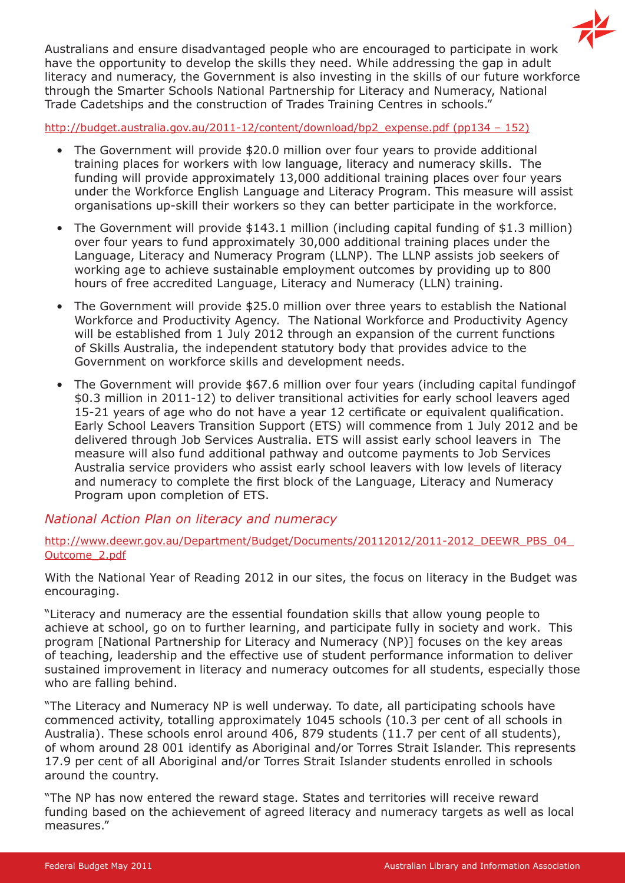Australians and ensure disadvantaged people who are encouraged to participate in work have the opportunity to develop the skills they need. While addressing the gap in adult literacy and numeracy, the Government is also investing in the skills of our future workforce through the Smarter Schools National Partnership for Literacy and Numeracy, National Trade Cadetships and the construction of Trades Training Centres in schools."

http://budget.australia.gov.au/2011-12/content/download/bp2_expense.pdf (pp134 – 152)

- The Government will provide $20.0 million over four years to provide additional training places for workers with low language, literacy and numeracy skills. The funding will provide approximately 13,000 additional training places over four years under the Workforce English Language and Literacy Program. This measure will assist organisations up-skill their workers so they can better participate in the workforce.
- The Government will provide $143.1 million (including capital funding of $1.3 million) over four years to fund approximately 30,000 additional training places under the Language, Literacy and Numeracy Program (LLNP). The LLNP assists job seekers of working age to achieve sustainable employment outcomes by providing up to 800 hours of free accredited Language, Literacy and Numeracy (LLN) training.
- The Government will provide $25.0 million over three years to establish the National Workforce and Productivity Agency. The National Workforce and Productivity Agency will be established from 1 July 2012 through an expansion of the current functions of Skills Australia, the independent statutory body that provides advice to the Government on workforce skills and development needs.
- The Government will provide $67.6 million over four years (including capital fundingof $0.3 million in 2011-12) to deliver transitional activities for early school leavers aged 15-21 years of age who do not have a year 12 certificate or equivalent qualification. Early School Leavers Transition Support (ETS) will commence from 1 July 2012 and be delivered through Job Services Australia. ETS will assist early school leavers in The measure will also fund additional pathway and outcome payments to Job Services Australia service providers who assist early school leavers with low levels of literacy and numeracy to complete the first block of the Language, Literacy and Numeracy Program upon completion of ETS.

### *National Action Plan on literacy and numeracy*

http://www.deewr.gov.au/Department/Budget/Documents/20112012/2011-2012_DEEWR_PBS_04_Outcome_2.pdf

With the National Year of Reading 2012 in our sites, the focus on literacy in the Budget was encouraging.

"Literacy and numeracy are the essential foundation skills that allow young people to achieve at school, go on to further learning, and participate fully in society and work. This program [National Partnership for Literacy and Numeracy (NP)] focuses on the key areas of teaching, leadership and the effective use of student performance information to deliver sustained improvement in literacy and numeracy outcomes for all students, especially those who are falling behind.

"The Literacy and Numeracy NP is well underway. To date, all participating schools have commenced activity, totalling approximately 1045 schools (10.3 per cent of all schools in Australia). These schools enrol around 406, 879 students (11.7 per cent of all students), of whom around 28 001 identify as Aboriginal and/or Torres Strait Islander. This represents 17.9 per cent of all Aboriginal and/or Torres Strait Islander students enrolled in schools around the country.

"The NP has now entered the reward stage. States and territories will receive reward funding based on the achievement of agreed literacy and numeracy targets as well as local measures."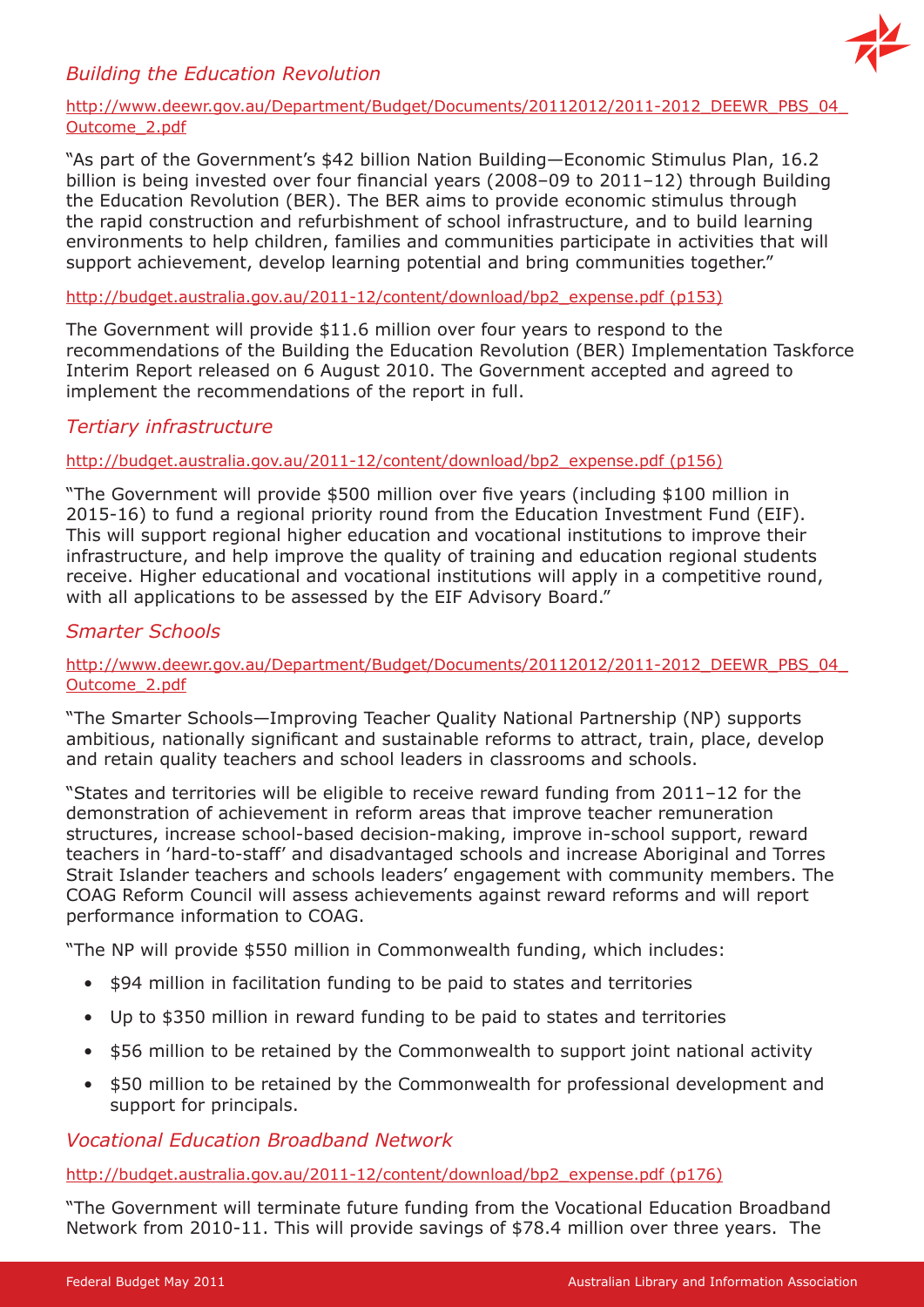## *Building the Education Revolution*

http://www.deewr.gov.au/Department/Budget/Documents/20112012/2011-2012_DEEWR_PBS_04_Outcome_2.pdf

"As part of the Government's $42 billion Nation Building—Economic Stimulus Plan, 16.2 billion is being invested over four financial years (2008–09 to 2011–12) through Building the Education Revolution (BER). The BER aims to provide economic stimulus through the rapid construction and refurbishment of school infrastructure, and to build learning environments to help children, families and communities participate in activities that will support achievement, develop learning potential and bring communities together."

http://budget.australia.gov.au/2011-12/content/download/bp2_expense.pdf (p153)

The Government will provide $11.6 million over four years to respond to the recommendations of the Building the Education Revolution (BER) Implementation Taskforce Interim Report released on 6 August 2010. The Government accepted and agreed to implement the recommendations of the report in full.

## *Tertiary infrastructure*

http://budget.australia.gov.au/2011-12/content/download/bp2_expense.pdf (p156)

"The Government will provide $500 million over five years (including $100 million in 2015-16) to fund a regional priority round from the Education Investment Fund (EIF). This will support regional higher education and vocational institutions to improve their infrastructure, and help improve the quality of training and education regional students receive. Higher educational and vocational institutions will apply in a competitive round, with all applications to be assessed by the EIF Advisory Board."

## *Smarter Schools*

http://www.deewr.gov.au/Department/Budget/Documents/20112012/2011-2012_DEEWR_PBS_04_Outcome_2.pdf

"The Smarter Schools—Improving Teacher Quality National Partnership (NP) supports ambitious, nationally significant and sustainable reforms to attract, train, place, develop and retain quality teachers and school leaders in classrooms and schools.

"States and territories will be eligible to receive reward funding from 2011–12 for the demonstration of achievement in reform areas that improve teacher remuneration structures, increase school-based decision-making, improve in-school support, reward teachers in 'hard-to-staff' and disadvantaged schools and increase Aboriginal and Torres Strait Islander teachers and schools leaders' engagement with community members. The COAG Reform Council will assess achievements against reward reforms and will report performance information to COAG.

"The NP will provide $550 million in Commonwealth funding, which includes:

- $94 million in facilitation funding to be paid to states and territories
- Up to $350 million in reward funding to be paid to states and territories
- $56 million to be retained by the Commonwealth to support joint national activity
- $50 million to be retained by the Commonwealth for professional development and support for principals.

## *Vocational Education Broadband Network*

http://budget.australia.gov.au/2011-12/content/download/bp2_expense.pdf (p176)

"The Government will terminate future funding from the Vocational Education Broadband Network from 2010-11. This will provide savings of $78.4 million over three years. The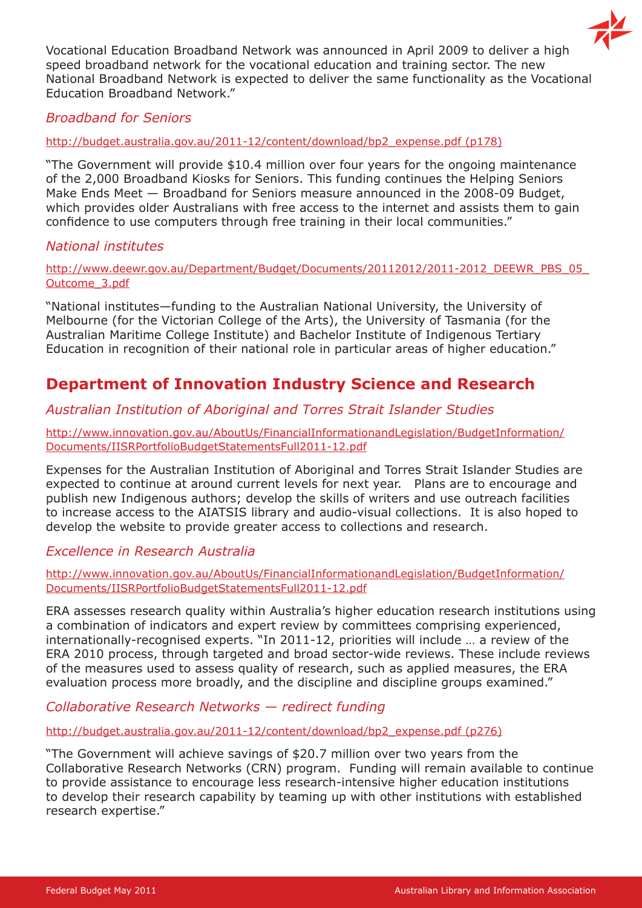Vocational Education Broadband Network was announced in April 2009 to deliver a high speed broadband network for the vocational education and training sector. The new National Broadband Network is expected to deliver the same functionality as the Vocational Education Broadband Network."

*Broadband for Seniors*

http://budget.australia.gov.au/2011-12/content/download/bp2_expense.pdf (p178)

"The Government will provide $10.4 million over four years for the ongoing maintenance of the 2,000 Broadband Kiosks for Seniors. This funding continues the Helping Seniors Make Ends Meet — Broadband for Seniors measure announced in the 2008-09 Budget, which provides older Australians with free access to the internet and assists them to gain confidence to use computers through free training in their local communities."

*National institutes*

http://www.deewr.gov.au/Department/Budget/Documents/20112012/2011-2012_DEEWR_PBS_05_Outcome_3.pdf

"National institutes—funding to the Australian National University, the University of Melbourne (for the Victorian College of the Arts), the University of Tasmania (for the Australian Maritime College Institute) and Bachelor Institute of Indigenous Tertiary Education in recognition of their national role in particular areas of higher education."

## Department of Innovation Industry Science and Research

*Australian Institution of Aboriginal and Torres Strait Islander Studies*

http://www.innovation.gov.au/AboutUs/FinancialInformationandLegislation/BudgetInformation/Documents/IISRPortfolioBudgetStatementsFull2011-12.pdf

Expenses for the Australian Institution of Aboriginal and Torres Strait Islander Studies are expected to continue at around current levels for next year. Plans are to encourage and publish new Indigenous authors; develop the skills of writers and use outreach facilities to increase access to the AIATSIS library and audio-visual collections. It is also hoped to develop the website to provide greater access to collections and research.

*Excellence in Research Australia*

http://www.innovation.gov.au/AboutUs/FinancialInformationandLegislation/BudgetInformation/Documents/IISRPortfolioBudgetStatementsFull2011-12.pdf

ERA assesses research quality within Australia's higher education research institutions using a combination of indicators and expert review by committees comprising experienced, internationally-recognised experts. "In 2011-12, priorities will include … a review of the ERA 2010 process, through targeted and broad sector-wide reviews. These include reviews of the measures used to assess quality of research, such as applied measures, the ERA evaluation process more broadly, and the discipline and discipline groups examined."

*Collaborative Research Networks — redirect funding*

http://budget.australia.gov.au/2011-12/content/download/bp2_expense.pdf (p276)

"The Government will achieve savings of $20.7 million over two years from the Collaborative Research Networks (CRN) program. Funding will remain available to continue to provide assistance to encourage less research-intensive higher education institutions to develop their research capability by teaming up with other institutions with established research expertise."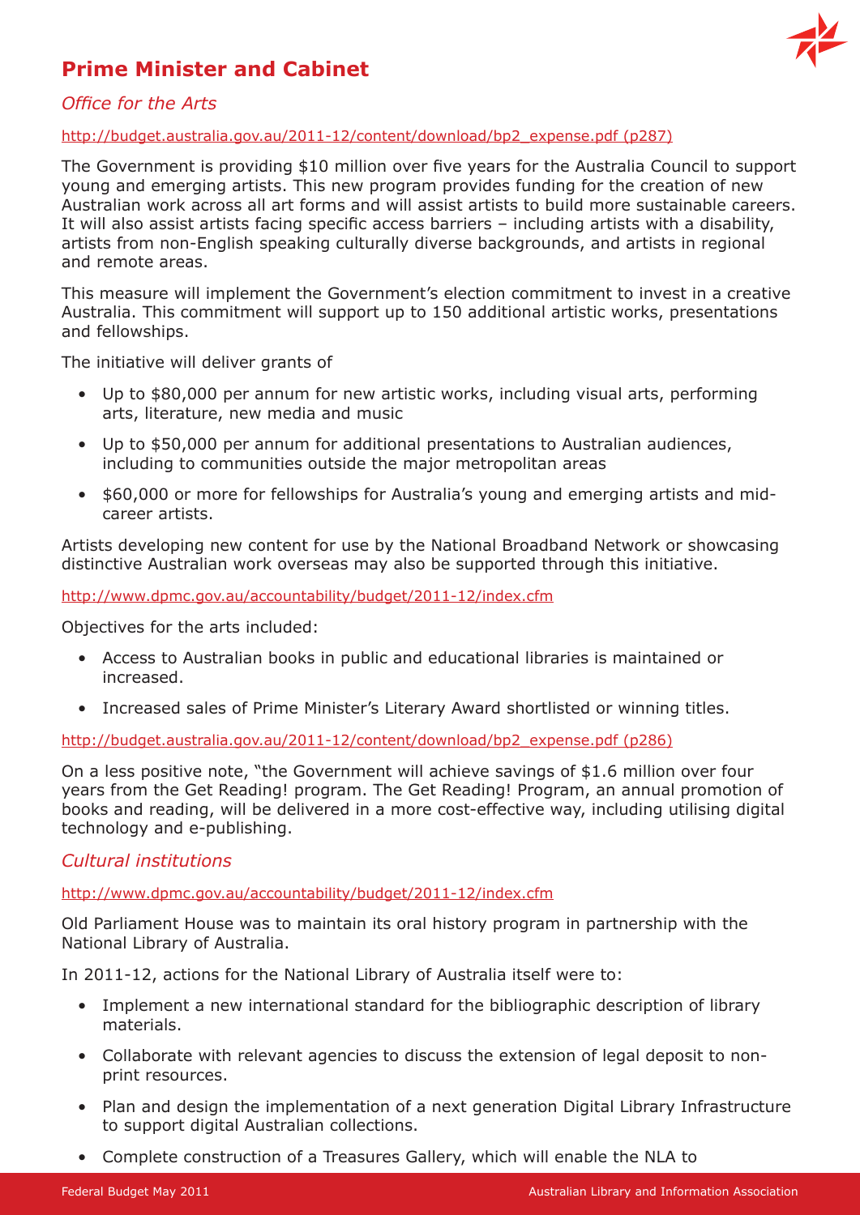## Prime Minister and Cabinet

### *Office for the Arts*

http://budget.australia.gov.au/2011-12/content/download/bp2_expense.pdf (p287)

The Government is providing $10 million over five years for the Australia Council to support young and emerging artists. This new program provides funding for the creation of new Australian work across all art forms and will assist artists to build more sustainable careers. It will also assist artists facing specific access barriers – including artists with a disability, artists from non-English speaking culturally diverse backgrounds, and artists in regional and remote areas.

This measure will implement the Government's election commitment to invest in a creative Australia. This commitment will support up to 150 additional artistic works, presentations and fellowships.

The initiative will deliver grants of

- Up to $80,000 per annum for new artistic works, including visual arts, performing arts, literature, new media and music
- Up to $50,000 per annum for additional presentations to Australian audiences, including to communities outside the major metropolitan areas
- $60,000 or more for fellowships for Australia's young and emerging artists and mid-career artists.

Artists developing new content for use by the National Broadband Network or showcasing distinctive Australian work overseas may also be supported through this initiative.

http://www.dpmc.gov.au/accountability/budget/2011-12/index.cfm

Objectives for the arts included:

- Access to Australian books in public and educational libraries is maintained or increased.
- Increased sales of Prime Minister's Literary Award shortlisted or winning titles.

http://budget.australia.gov.au/2011-12/content/download/bp2_expense.pdf (p286)

On a less positive note, "the Government will achieve savings of $1.6 million over four years from the Get Reading! program. The Get Reading! Program, an annual promotion of books and reading, will be delivered in a more cost-effective way, including utilising digital technology and e-publishing.

### *Cultural institutions*

http://www.dpmc.gov.au/accountability/budget/2011-12/index.cfm

Old Parliament House was to maintain its oral history program in partnership with the National Library of Australia.

In 2011-12, actions for the National Library of Australia itself were to:

- Implement a new international standard for the bibliographic description of library materials.
- Collaborate with relevant agencies to discuss the extension of legal deposit to non-print resources.
- Plan and design the implementation of a next generation Digital Library Infrastructure to support digital Australian collections.
- Complete construction of a Treasures Gallery, which will enable the NLA to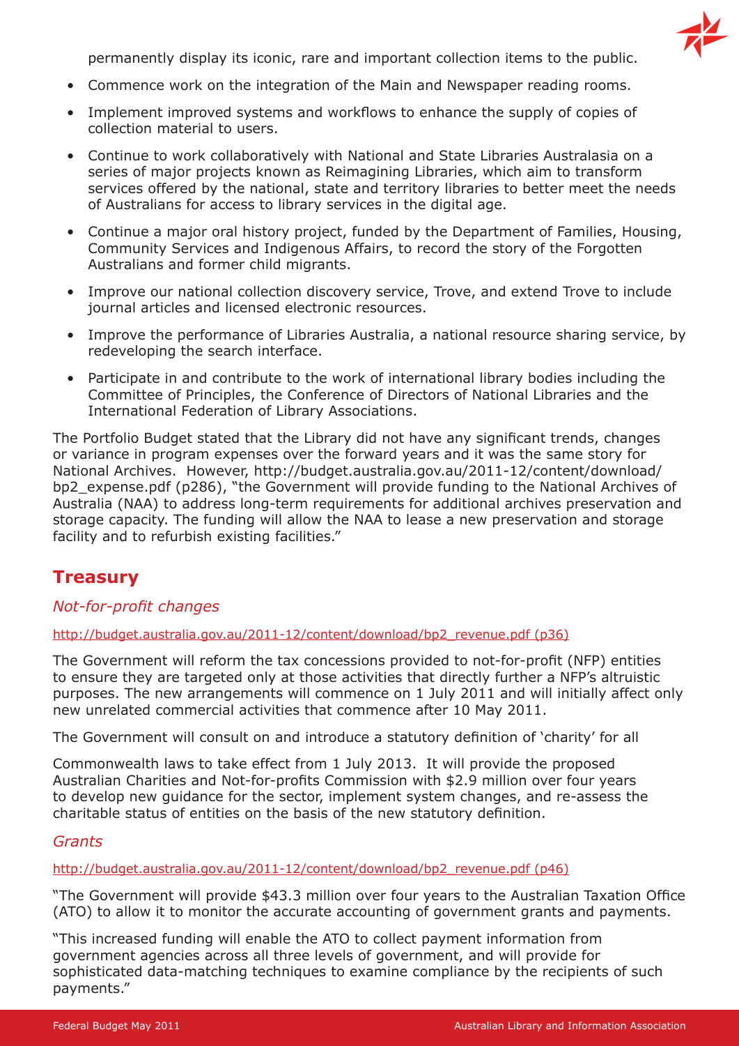permanently display its iconic, rare and important collection items to the public.

- Commence work on the integration of the Main and Newspaper reading rooms.
- Implement improved systems and workflows to enhance the supply of copies of collection material to users.
- Continue to work collaboratively with National and State Libraries Australasia on a series of major projects known as Reimagining Libraries, which aim to transform services offered by the national, state and territory libraries to better meet the needs of Australians for access to library services in the digital age.
- Continue a major oral history project, funded by the Department of Families, Housing, Community Services and Indigenous Affairs, to record the story of the Forgotten Australians and former child migrants.
- Improve our national collection discovery service, Trove, and extend Trove to include journal articles and licensed electronic resources.
- Improve the performance of Libraries Australia, a national resource sharing service, by redeveloping the search interface.
- Participate in and contribute to the work of international library bodies including the Committee of Principles, the Conference of Directors of National Libraries and the International Federation of Library Associations.

The Portfolio Budget stated that the Library did not have any significant trends, changes or variance in program expenses over the forward years and it was the same story for National Archives. However, http://budget.australia.gov.au/2011-12/content/download/bp2_expense.pdf (p286), "the Government will provide funding to the National Archives of Australia (NAA) to address long-term requirements for additional archives preservation and storage capacity. The funding will allow the NAA to lease a new preservation and storage facility and to refurbish existing facilities."

## Treasury

*Not-for-profit changes*

http://budget.australia.gov.au/2011-12/content/download/bp2_revenue.pdf (p36)

The Government will reform the tax concessions provided to not-for-profit (NFP) entities to ensure they are targeted only at those activities that directly further a NFP's altruistic purposes. The new arrangements will commence on 1 July 2011 and will initially affect only new unrelated commercial activities that commence after 10 May 2011.

The Government will consult on and introduce a statutory definition of 'charity' for all

Commonwealth laws to take effect from 1 July 2013. It will provide the proposed Australian Charities and Not-for-profits Commission with $2.9 million over four years to develop new guidance for the sector, implement system changes, and re-assess the charitable status of entities on the basis of the new statutory definition.

*Grants*

http://budget.australia.gov.au/2011-12/content/download/bp2_revenue.pdf (p46)

"The Government will provide $43.3 million over four years to the Australian Taxation Office (ATO) to allow it to monitor the accurate accounting of government grants and payments.

"This increased funding will enable the ATO to collect payment information from government agencies across all three levels of government, and will provide for sophisticated data-matching techniques to examine compliance by the recipients of such payments."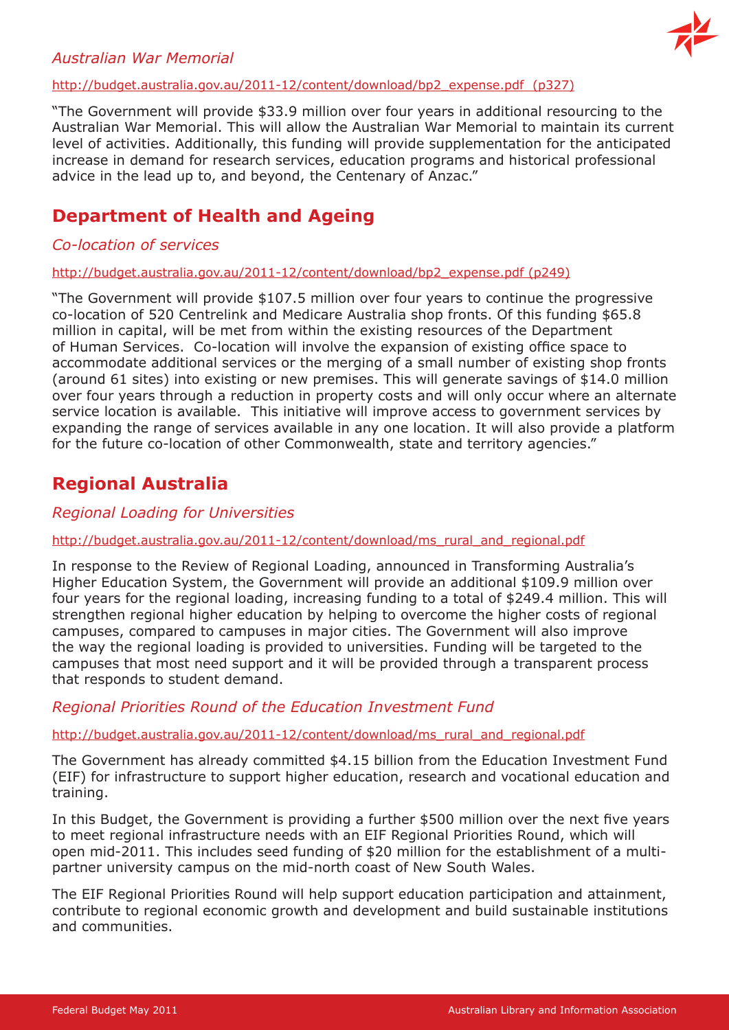*Australian War Memorial*

http://budget.australia.gov.au/2011-12/content/download/bp2_expense.pdf (p327)

"The Government will provide $33.9 million over four years in additional resourcing to the Australian War Memorial. This will allow the Australian War Memorial to maintain its current level of activities. Additionally, this funding will provide supplementation for the anticipated increase in demand for research services, education programs and historical professional advice in the lead up to, and beyond, the Centenary of Anzac."

## Department of Health and Ageing

*Co-location of services*

http://budget.australia.gov.au/2011-12/content/download/bp2_expense.pdf (p249)

"The Government will provide $107.5 million over four years to continue the progressive co-location of 520 Centrelink and Medicare Australia shop fronts. Of this funding $65.8 million in capital, will be met from within the existing resources of the Department of Human Services. Co-location will involve the expansion of existing office space to accommodate additional services or the merging of a small number of existing shop fronts (around 61 sites) into existing or new premises. This will generate savings of $14.0 million over four years through a reduction in property costs and will only occur where an alternate service location is available. This initiative will improve access to government services by expanding the range of services available in any one location. It will also provide a platform for the future co-location of other Commonwealth, state and territory agencies."

## Regional Australia

*Regional Loading for Universities*

http://budget.australia.gov.au/2011-12/content/download/ms_rural_and_regional.pdf

In response to the Review of Regional Loading, announced in Transforming Australia's Higher Education System, the Government will provide an additional $109.9 million over four years for the regional loading, increasing funding to a total of $249.4 million. This will strengthen regional higher education by helping to overcome the higher costs of regional campuses, compared to campuses in major cities. The Government will also improve the way the regional loading is provided to universities. Funding will be targeted to the campuses that most need support and it will be provided through a transparent process that responds to student demand.

*Regional Priorities Round of the Education Investment Fund*

http://budget.australia.gov.au/2011-12/content/download/ms_rural_and_regional.pdf

The Government has already committed $4.15 billion from the Education Investment Fund (EIF) for infrastructure to support higher education, research and vocational education and training.

In this Budget, the Government is providing a further $500 million over the next five years to meet regional infrastructure needs with an EIF Regional Priorities Round, which will open mid-2011. This includes seed funding of $20 million for the establishment of a multi-partner university campus on the mid-north coast of New South Wales.

The EIF Regional Priorities Round will help support education participation and attainment, contribute to regional economic growth and development and build sustainable institutions and communities.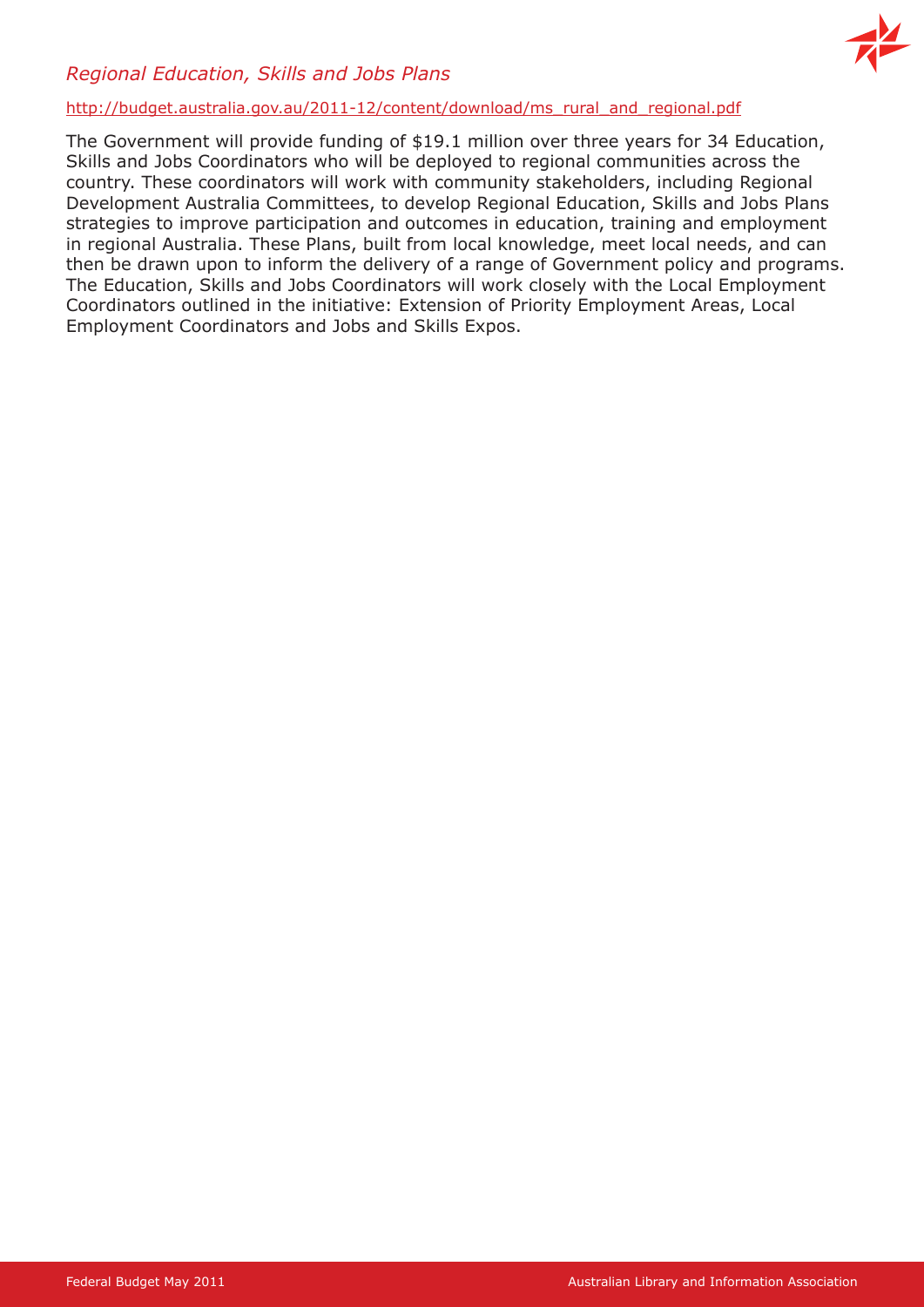*Regional Education, Skills and Jobs Plans*

http://budget.australia.gov.au/2011-12/content/download/ms_rural_and_regional.pdf

The Government will provide funding of $19.1 million over three years for 34 Education, Skills and Jobs Coordinators who will be deployed to regional communities across the country. These coordinators will work with community stakeholders, including Regional Development Australia Committees, to develop Regional Education, Skills and Jobs Plans strategies to improve participation and outcomes in education, training and employment in regional Australia. These Plans, built from local knowledge, meet local needs, and can then be drawn upon to inform the delivery of a range of Government policy and programs. The Education, Skills and Jobs Coordinators will work closely with the Local Employment Coordinators outlined in the initiative: Extension of Priority Employment Areas, Local Employment Coordinators and Jobs and Skills Expos.